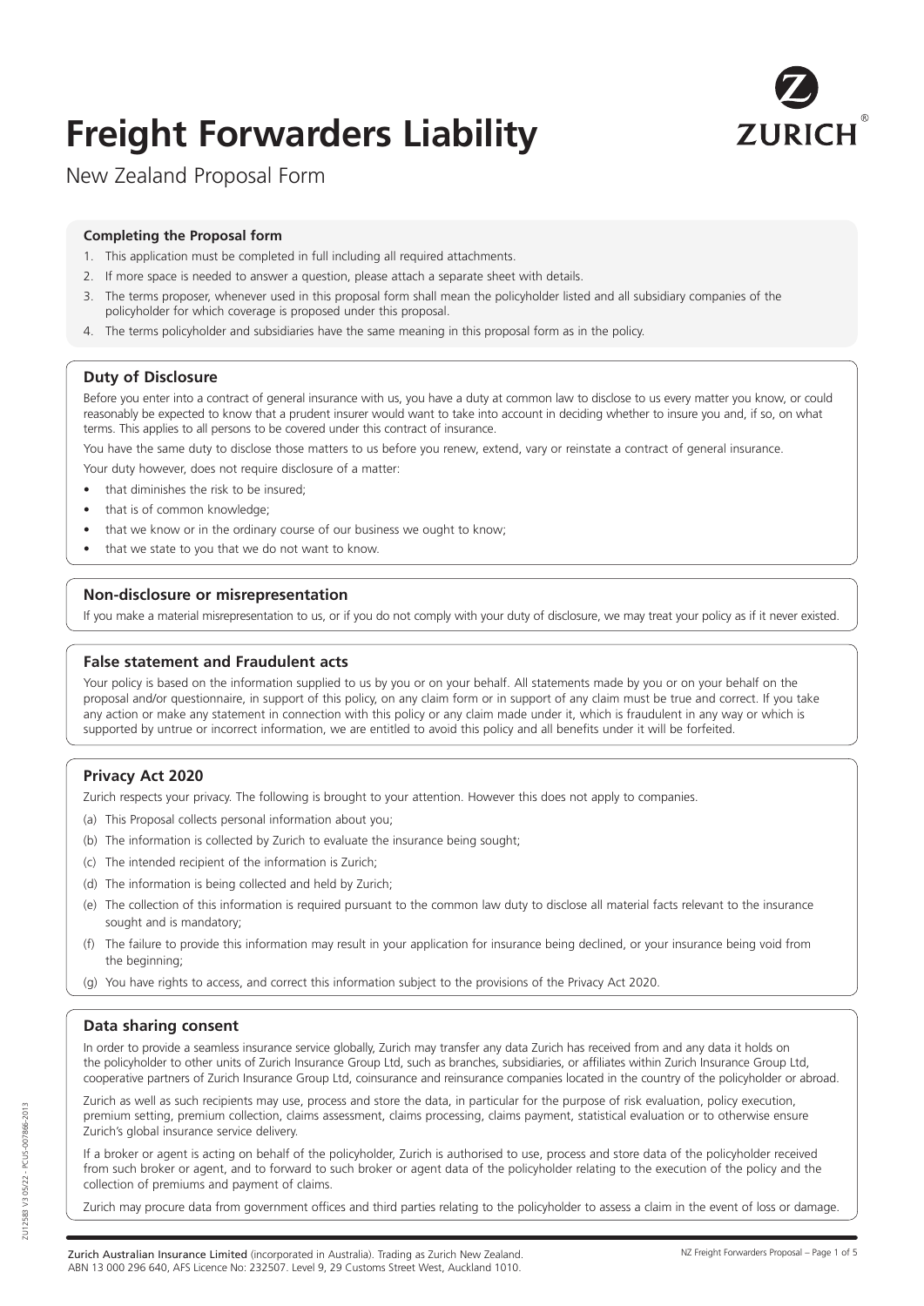# Freight Forwarders Liability

New Zealand Proposal Form

**Completing the Proposal form**

1. This application must be completed in full including all required attachments.
2. If more space is needed to answer a question, please attach a separate sheet with details.
3. The terms proposer, whenever used in this proposal form shall mean the policyholder listed and all subsidiary companies of the policyholder for which coverage is proposed under this proposal.
4. The terms policyholder and subsidiaries have the same meaning in this proposal form as in the policy.

### Duty of Disclosure

Before you enter into a contract of general insurance with us, you have a duty at common law to disclose to us every matter you know, or could reasonably be expected to know that a prudent insurer would want to take into account in deciding whether to insure you and, if so, on what terms. This applies to all persons to be covered under this contract of insurance.

You have the same duty to disclose those matters to us before you renew, extend, vary or reinstate a contract of general insurance.

Your duty however, does not require disclosure of a matter:

- that diminishes the risk to be insured;
- that is of common knowledge;
- that we know or in the ordinary course of our business we ought to know;
- that we state to you that we do not want to know.

### Non-disclosure or misrepresentation

If you make a material misrepresentation to us, or if you do not comply with your duty of disclosure, we may treat your policy as if it never existed.

### False statement and Fraudulent acts

Your policy is based on the information supplied to us by you or on your behalf. All statements made by you or on your behalf on the proposal and/or questionnaire, in support of this policy, on any claim form or in support of any claim must be true and correct. If you take any action or make any statement in connection with this policy or any claim made under it, which is fraudulent in any way or which is supported by untrue or incorrect information, we are entitled to avoid this policy and all benefits under it will be forfeited.

### Privacy Act 2020

Zurich respects your privacy. The following is brought to your attention. However this does not apply to companies.

(a) This Proposal collects personal information about you;

(b) The information is collected by Zurich to evaluate the insurance being sought;

(c) The intended recipient of the information is Zurich;

(d) The information is being collected and held by Zurich;

(e) The collection of this information is required pursuant to the common law duty to disclose all material facts relevant to the insurance sought and is mandatory;

(f) The failure to provide this information may result in your application for insurance being declined, or your insurance being void from the beginning;

(g) You have rights to access, and correct this information subject to the provisions of the Privacy Act 2020.

### Data sharing consent

In order to provide a seamless insurance service globally, Zurich may transfer any data Zurich has received from and any data it holds on the policyholder to other units of Zurich Insurance Group Ltd, such as branches, subsidiaries, or affiliates within Zurich Insurance Group Ltd, cooperative partners of Zurich Insurance Group Ltd, coinsurance and reinsurance companies located in the country of the policyholder or abroad.

Zurich as well as such recipients may use, process and store the data, in particular for the purpose of risk evaluation, policy execution, premium setting, premium collection, claims assessment, claims processing, claims payment, statistical evaluation or to otherwise ensure Zurich's global insurance service delivery.

If a broker or agent is acting on behalf of the policyholder, Zurich is authorised to use, process and store data of the policyholder received from such broker or agent, and to forward to such broker or agent data of the policyholder relating to the execution of the policy and the collection of premiums and payment of claims.

Zurich may procure data from government offices and third parties relating to the policyholder to assess a claim in the event of loss or damage.

**Zurich Australian Insurance Limited** (incorporated in Australia). Trading as Zurich New Zealand.
ABN 13 000 296 640, AFS Licence No: 232507. Level 9, 29 Customs Street West, Auckland 1010.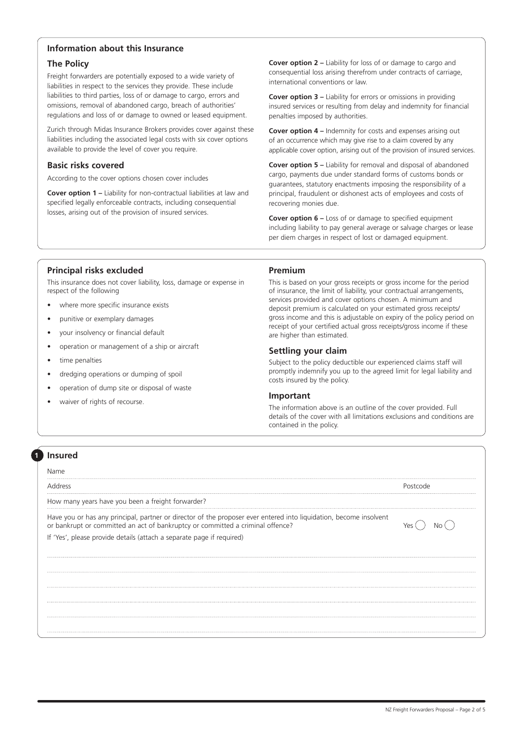## Information about this Insurance

### The Policy

Freight forwarders are potentially exposed to a wide variety of liabilities in respect to the services they provide. These include liabilities to third parties, loss of or damage to cargo, errors and omissions, removal of abandoned cargo, breach of authorities' regulations and loss of or damage to owned or leased equipment.

Zurich through Midas Insurance Brokers provides cover against these liabilities including the associated legal costs with six cover options available to provide the level of cover you require.

### Basic risks covered

According to the cover options chosen cover includes

**Cover option 1 –** Liability for non-contractual liabilities at law and specified legally enforceable contracts, including consequential losses, arising out of the provision of insured services.

**Cover option 2 –** Liability for loss of or damage to cargo and consequential loss arising therefrom under contracts of carriage, international conventions or law.

**Cover option 3 –** Liability for errors or omissions in providing insured services or resulting from delay and indemnity for financial penalties imposed by authorities.

**Cover option 4 –** Indemnity for costs and expenses arising out of an occurrence which may give rise to a claim covered by any applicable cover option, arising out of the provision of insured services.

**Cover option 5 –** Liability for removal and disposal of abandoned cargo, payments due under standard forms of customs bonds or guarantees, statutory enactments imposing the responsibility of a principal, fraudulent or dishonest acts of employees and costs of recovering monies due.

**Cover option 6 –** Loss of or damage to specified equipment including liability to pay general average or salvage charges or lease per diem charges in respect of lost or damaged equipment.

### Principal risks excluded

This insurance does not cover liability, loss, damage or expense in respect of the following

- where more specific insurance exists
- punitive or exemplary damages
- your insolvency or financial default
- operation or management of a ship or aircraft
- time penalties
- dredging operations or dumping of spoil
- operation of dump site or disposal of waste
- waiver of rights of recourse.

### Premium

This is based on your gross receipts or gross income for the period of insurance, the limit of liability, your contractual arrangements, services provided and cover options chosen. A minimum and deposit premium is calculated on your estimated gross receipts/gross income and this is adjustable on expiry of the policy period on receipt of your certified actual gross receipts/gross income if these are higher than estimated.

### Settling your claim

Subject to the policy deductible our experienced claims staff will promptly indemnify you up to the agreed limit for legal liability and costs insured by the policy.

### Important

The information above is an outline of the cover provided. Full details of the cover with all limitations exclusions and conditions are contained in the policy.

## 1 Insured

Name

Address ........................................ Postcode

How many years have you been a freight forwarder?

Have you or has any principal, partner or director of the proposer ever entered into liquidation, become insolvent or bankrupt or committed an act of bankruptcy or committed a criminal offence? Yes ( ) No ( )

If 'Yes', please provide details (attach a separate page if required)

.......................................................................................................

.......................................................................................................

.......................................................................................................

.......................................................................................................

.......................................................................................................

.......................................................................................................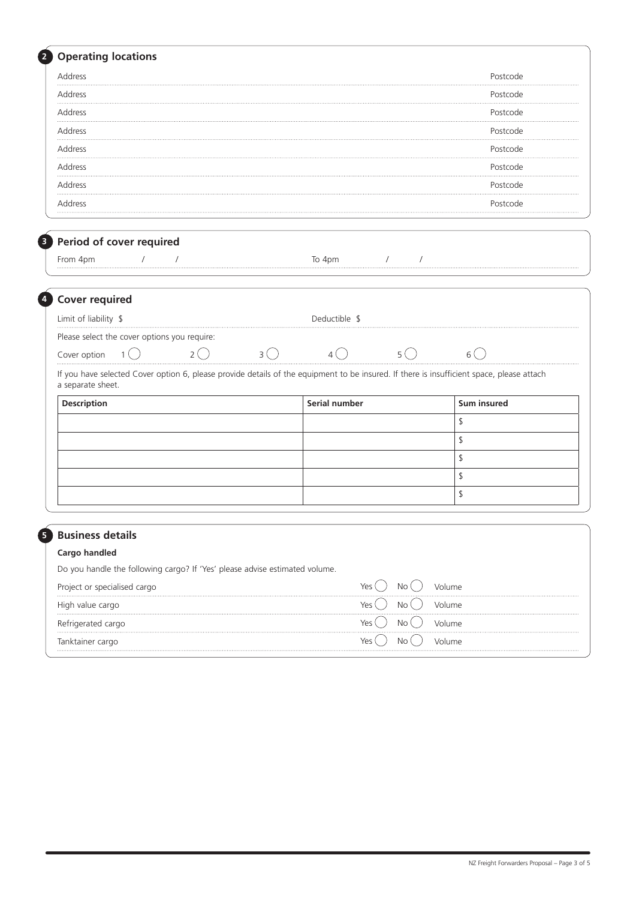## 2 Operating locations

Address Postcode

Address Postcode

Address Postcode

Address Postcode

Address Postcode

Address Postcode

Address Postcode

Address Postcode

## 3 Period of cover required

From 4pm / / To 4pm / /

## 4 Cover required

Limit of liability $ Deductible $

Please select the cover options you require:

Cover option 1 ◯ 2 ◯ 3 ◯ 4 ◯ 5 ◯ 6 ◯

If you have selected Cover option 6, please provide details of the equipment to be insured. If there is insufficient space, please attach a separate sheet.

| Description | Serial number | Sum insured |
|---|---|---|
| | | $ |
| | | $ |
| | | $ |
| | | $ |
| | | $ |

## 5 Business details

### Cargo handled

Do you handle the following cargo? If 'Yes' please advise estimated volume.

Project or specialised cargo Yes ◯ No ◯ Volume

High value cargo Yes ◯ No ◯ Volume

Refrigerated cargo Yes ◯ No ◯ Volume

Tanktainer cargo Yes ◯ No ◯ Volume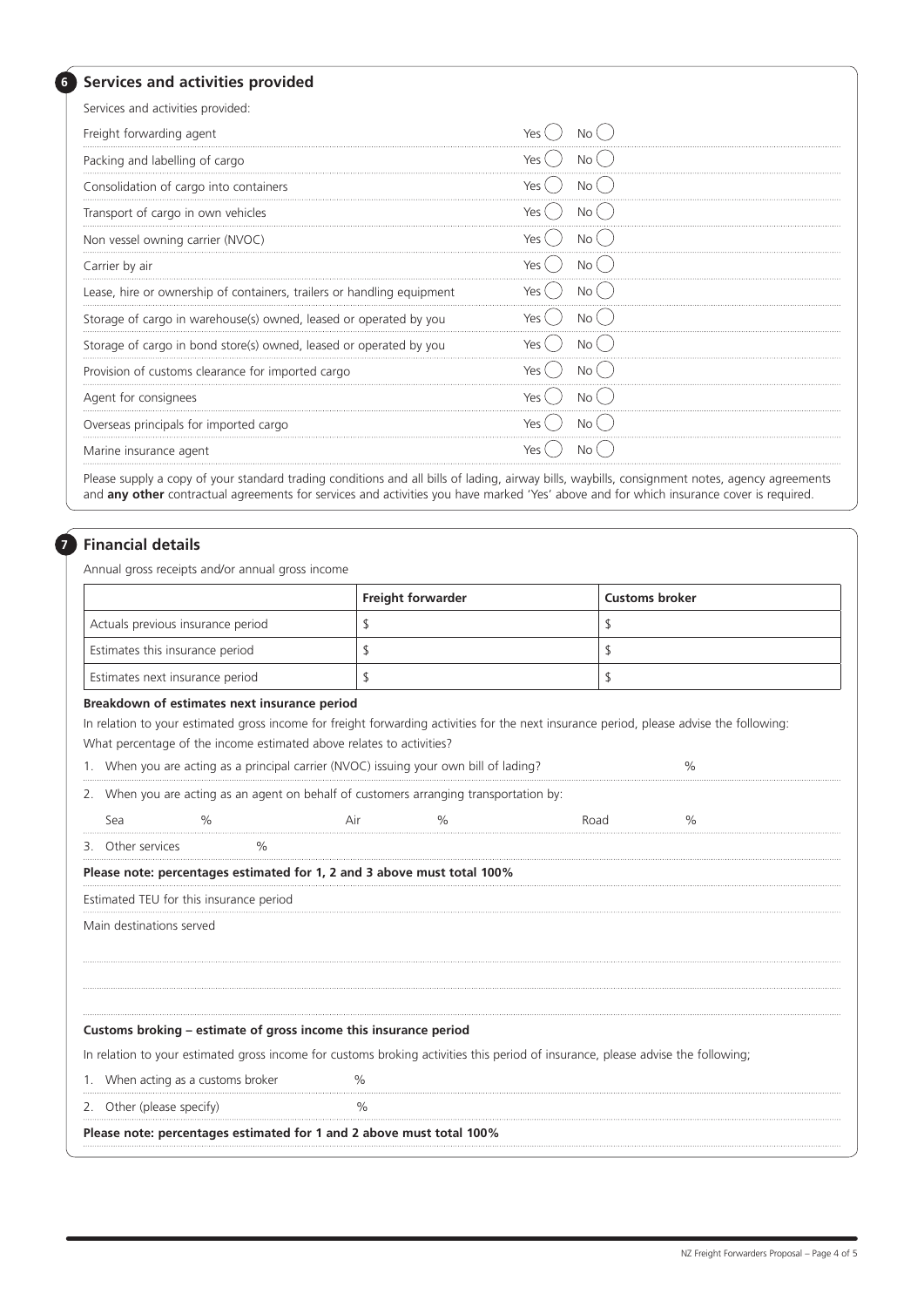## 6 Services and activities provided

Services and activities provided:

| | | |
|---|---|---|
| Freight forwarding agent | Yes ◯ | No ◯ |
| Packing and labelling of cargo | Yes ◯ | No ◯ |
| Consolidation of cargo into containers | Yes ◯ | No ◯ |
| Transport of cargo in own vehicles | Yes ◯ | No ◯ |
| Non vessel owning carrier (NVOC) | Yes ◯ | No ◯ |
| Carrier by air | Yes ◯ | No ◯ |
| Lease, hire or ownership of containers, trailers or handling equipment | Yes ◯ | No ◯ |
| Storage of cargo in warehouse(s) owned, leased or operated by you | Yes ◯ | No ◯ |
| Storage of cargo in bond store(s) owned, leased or operated by you | Yes ◯ | No ◯ |
| Provision of customs clearance for imported cargo | Yes ◯ | No ◯ |
| Agent for consignees | Yes ◯ | No ◯ |
| Overseas principals for imported cargo | Yes ◯ | No ◯ |
| Marine insurance agent | Yes ◯ | No ◯ |

Please supply a copy of your standard trading conditions and all bills of lading, airway bills, waybills, consignment notes, agency agreements and **any other** contractual agreements for services and activities you have marked 'Yes' above and for which insurance cover is required.

## 7 Financial details

Annual gross receipts and/or annual gross income

| | Freight forwarder | Customs broker |
|---|---|---|
| Actuals previous insurance period | $ | $ |
| Estimates this insurance period | $ | $ |
| Estimates next insurance period | $ | $ |

**Breakdown of estimates next insurance period**

In relation to your estimated gross income for freight forwarding activities for the next insurance period, please advise the following:

What percentage of the income estimated above relates to activities?

1. When you are acting as a principal carrier (NVOC) issuing your own bill of lading? %
2. When you are acting as an agent on behalf of customers arranging transportation by:

   Sea % Air % Road %
3. Other services %

**Please note: percentages estimated for 1, 2 and 3 above must total 100%**

Estimated TEU for this insurance period

Main destinations served

**Customs broking – estimate of gross income this insurance period**

In relation to your estimated gross income for customs broking activities this period of insurance, please advise the following;

1. When acting as a customs broker %
2. Other (please specify) %

**Please note: percentages estimated for 1 and 2 above must total 100%**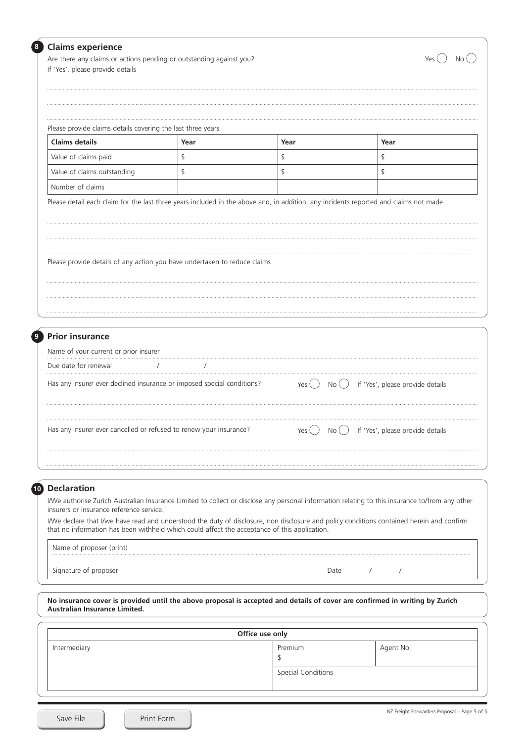## 8 Claims experience

Are there any claims or actions pending or outstanding against you? Yes ( ) No ( )

If 'Yes', please provide details

Please provide claims details covering the last three years

| Claims details | Year | Year | Year |
|---|---|---|---|
| Value of claims paid | $ | $ | $ |
| Value of claims outstanding | $ | $ | $ |
| Number of claims | | | |

Please detail each claim for the last three years included in the above and, in addition, any incidents reported and claims not made.

Please provide details of any action you have undertaken to reduce claims

## 9 Prior insurance

Name of your current or prior insurer

Due date for renewal / /

Has any insurer ever declined insurance or imposed special conditions? Yes ( ) No ( ) If 'Yes', please provide details

Has any insurer ever cancelled or refused to renew your insurance? Yes ( ) No ( ) If 'Yes', please provide details

## 10 Declaration

I/We authorise Zurich Australian Insurance Limited to collect or disclose any personal information relating to this insurance to/from any other insurers or insurance reference service.

I/We declare that I/we have read and understood the duty of disclosure, non disclosure and policy conditions contained herein and confirm that no information has been withheld which could affect the acceptance of this application.

Name of proposer (print)

Signature of proposer Date / /

**No insurance cover is provided until the above proposal is accepted and details of cover are confirmed in writing by Zurich Australian Insurance Limited.**

| Office use only | | |
|---|---|---|
| Intermediary | Premium $ | Agent No. |
| | Special Conditions | |

Save File Print Form